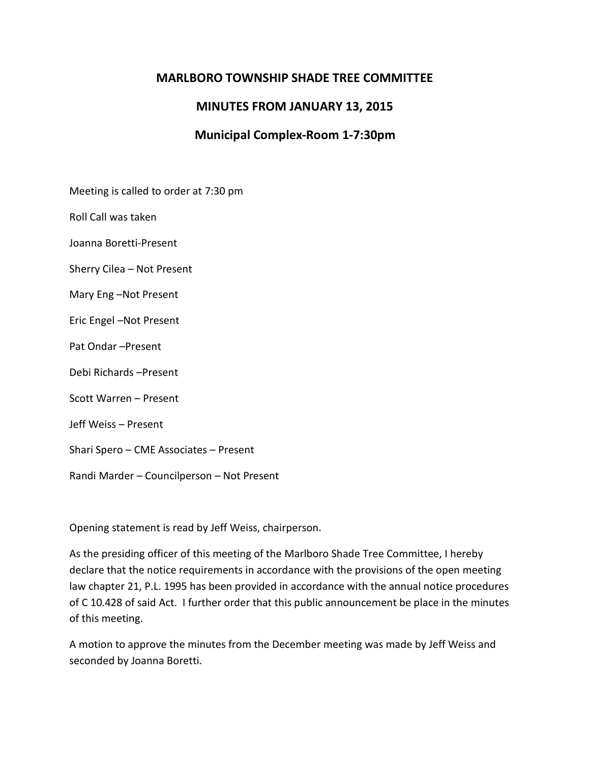# MARLBORO TOWNSHIP SHADE TREE COMMITTEE

## MINUTES FROM JANUARY 13, 2015

## Municipal Complex-Room 1-7:30pm

Meeting is called to order at 7:30 pm

Roll Call was taken

Joanna Boretti-Present

Sherry Cilea – Not Present

Mary Eng –Not Present

Eric Engel –Not Present

Pat Ondar –Present

Debi Richards –Present

Scott Warren – Present

Jeff Weiss – Present

Shari Spero – CME Associates – Present

Randi Marder – Councilperson – Not Present

Opening statement is read by Jeff Weiss, chairperson.

As the presiding officer of this meeting of the Marlboro Shade Tree Committee, I hereby declare that the notice requirements in accordance with the provisions of the open meeting law chapter 21, P.L. 1995 has been provided in accordance with the annual notice procedures of C 10.428 of said Act. I further order that this public announcement be place in the minutes of this meeting.

A motion to approve the minutes from the December meeting was made by Jeff Weiss and seconded by Joanna Boretti.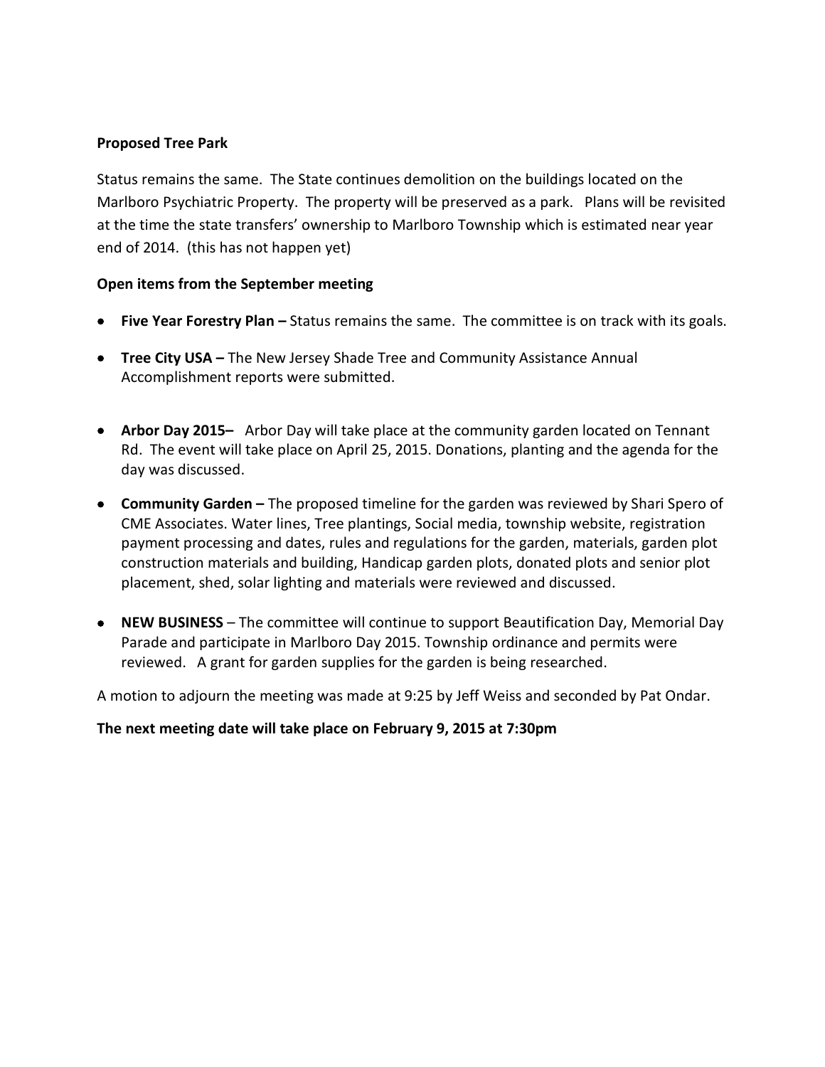**Proposed Tree Park**

Status remains the same. The State continues demolition on the buildings located on the Marlboro Psychiatric Property. The property will be preserved as a park. Plans will be revisited at the time the state transfers' ownership to Marlboro Township which is estimated near year end of 2014. (this has not happen yet)

**Open items from the September meeting**

- **Five Year Forestry Plan –** Status remains the same. The committee is on track with its goals.
- **Tree City USA –** The New Jersey Shade Tree and Community Assistance Annual Accomplishment reports were submitted.
- **Arbor Day 2015–** Arbor Day will take place at the community garden located on Tennant Rd. The event will take place on April 25, 2015. Donations, planting and the agenda for the day was discussed.
- **Community Garden –** The proposed timeline for the garden was reviewed by Shari Spero of CME Associates. Water lines, Tree plantings, Social media, township website, registration payment processing and dates, rules and regulations for the garden, materials, garden plot construction materials and building, Handicap garden plots, donated plots and senior plot placement, shed, solar lighting and materials were reviewed and discussed.
- **NEW BUSINESS** – The committee will continue to support Beautification Day, Memorial Day Parade and participate in Marlboro Day 2015. Township ordinance and permits were reviewed. A grant for garden supplies for the garden is being researched.

A motion to adjourn the meeting was made at 9:25 by Jeff Weiss and seconded by Pat Ondar.

**The next meeting date will take place on February 9, 2015 at 7:30pm**